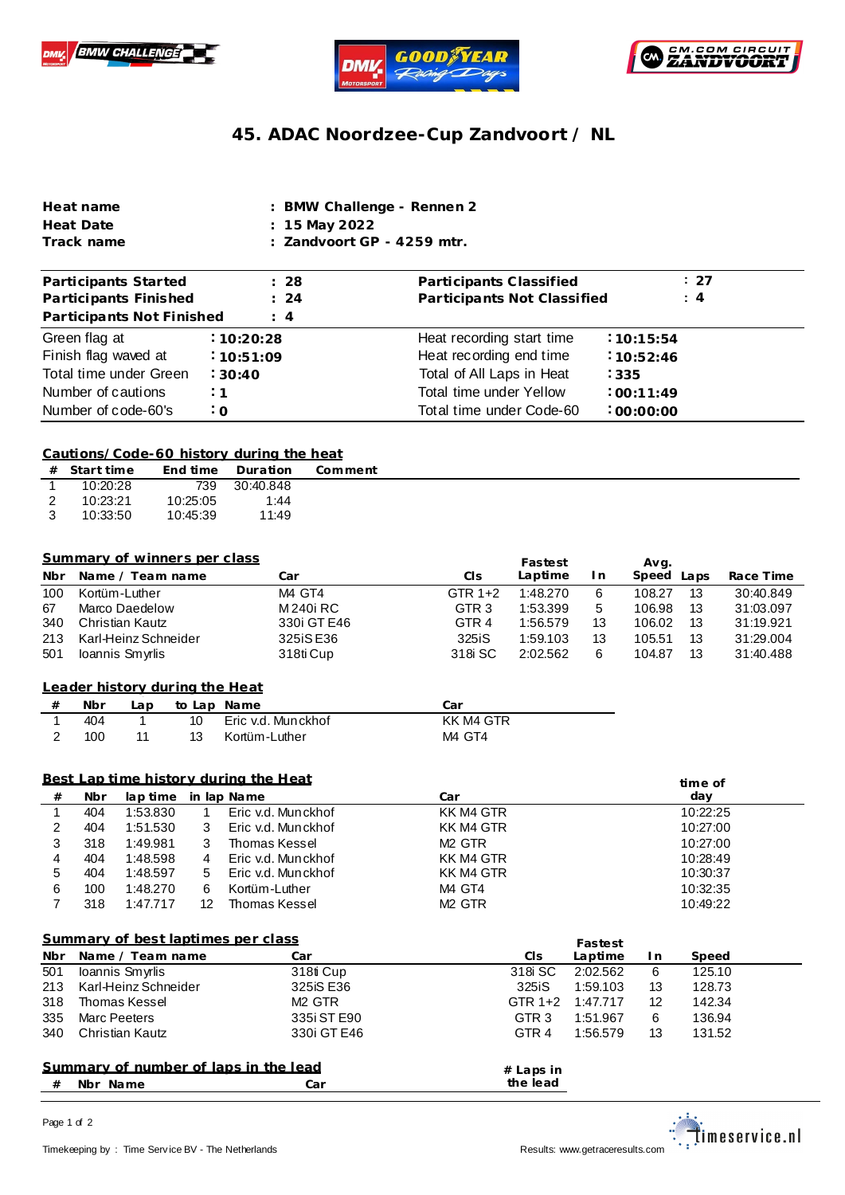# 45. ADAC Noordzee-Cup Zandvoort / NL

| | |
|---|---|
| **Heat name** | **: BMW Challenge - Rennen 2** |
| **Heat Date** | **: 15 May 2022** |
| **Track name** | **: Zandvoort GP - 4259 mtr.** |

| | | | |
|---|---|---|---|
| **Participants Started** | **: 28** | **Participants Classified** | **: 27** |
| **Participants Finished** | **: 24** | **Participants Not Classified** | **: 4** |
| **Participants Not Finished** | **: 4** | | |
| Green flag at | **: 10:20:28** | Heat recording start time | **: 10:15:54** |
| Finish flag waved at | **: 10:51:09** | Heat recording end time | **: 10:52:46** |
| Total time under Green | **: 30:40** | Total of All Laps in Heat | **: 335** |
| Number of cautions | **: 1** | Total time under Yellow | **: 00:11:49** |
| Number of code-60's | **: 0** | Total time under Code-60 | **: 00:00:00** |

## Cautions/Code-60 history during the heat

| # | Start time | End time | Duration | Comment |
|---|---|---|---|---|
| 1 | 10:20:28 | 739 | 30:40.848 | |
| 2 | 10:23:21 | 10:25:05 | 1:44 | |
| 3 | 10:33:50 | 10:45:39 | 11:49 | |

## Summary of winners per class

| Nbr | Name / Team name | Car | Cls | Fastest Laptime | In | Avg. Speed | Laps | Race Time |
|---|---|---|---|---|---|---|---|---|
| 100 | Kortüm-Luther | M4 GT4 | GTR 1+2 | 1:48.270 | 6 | 108.27 | 13 | 30:40.849 |
| 67 | Marco Daedelow | M 240i RC | GTR 3 | 1:53.399 | 5 | 106.98 | 13 | 31:03.097 |
| 340 | Christian Kautz | 330i GT E46 | GTR 4 | 1:56.579 | 13 | 106.02 | 13 | 31:19.921 |
| 213 | Karl-Heinz Schneider | 325iS E36 | 325iS | 1:59.103 | 13 | 105.51 | 13 | 31:29.004 |
| 501 | Ioannis Smyrlis | 318ti Cup | 318i SC | 2:02.562 | 6 | 104.87 | 13 | 31:40.488 |

## Leader history during the Heat

| # | Nbr | Lap | to Lap | Name | Car |
|---|---|---|---|---|---|
| 1 | 404 | 1 | 10 | Eric v.d. Munckhof | KK M4 GTR |
| 2 | 100 | 11 | 13 | Kortüm-Luther | M4 GT4 |

## Best Lap time history during the Heat

| # | Nbr | lap time | in lap | Name | Car | time of day |
|---|---|---|---|---|---|---|
| 1 | 404 | 1:53.830 | 1 | Eric v.d. Munckhof | KK M4 GTR | 10:22:25 |
| 2 | 404 | 1:51.530 | 3 | Eric v.d. Munckhof | KK M4 GTR | 10:27:00 |
| 3 | 318 | 1:49.981 | 3 | Thomas Kessel | M2 GTR | 10:27:00 |
| 4 | 404 | 1:48.598 | 4 | Eric v.d. Munckhof | KK M4 GTR | 10:28:49 |
| 5 | 404 | 1:48.597 | 5 | Eric v.d. Munckhof | KK M4 GTR | 10:30:37 |
| 6 | 100 | 1:48.270 | 6 | Kortüm-Luther | M4 GT4 | 10:32:35 |
| 7 | 318 | 1:47.717 | 12 | Thomas Kessel | M2 GTR | 10:49:22 |

## Summary of best laptimes per class

| Nbr | Name / Team name | Car | Cls | Fastest Laptime | In | Speed |
|---|---|---|---|---|---|---|
| 501 | Ioannis Smyrlis | 318ti Cup | 318i SC | 2:02.562 | 6 | 125.10 |
| 213 | Karl-Heinz Schneider | 325iS E36 | 325iS | 1:59.103 | 13 | 128.73 |
| 318 | Thomas Kessel | M2 GTR | GTR 1+2 | 1:47.717 | 12 | 142.34 |
| 335 | Marc Peeters | 335i ST E90 | GTR 3 | 1:51.967 | 6 | 136.94 |
| 340 | Christian Kautz | 330i GT E46 | GTR 4 | 1:56.579 | 13 | 131.52 |

## Summary of number of laps in the lead

| # | Nbr | Name | Car | # Laps in the lead |
|---|---|---|---|---|

Timekeeping by : Time Service BV - The Netherlands

Results: www.getraceresults.com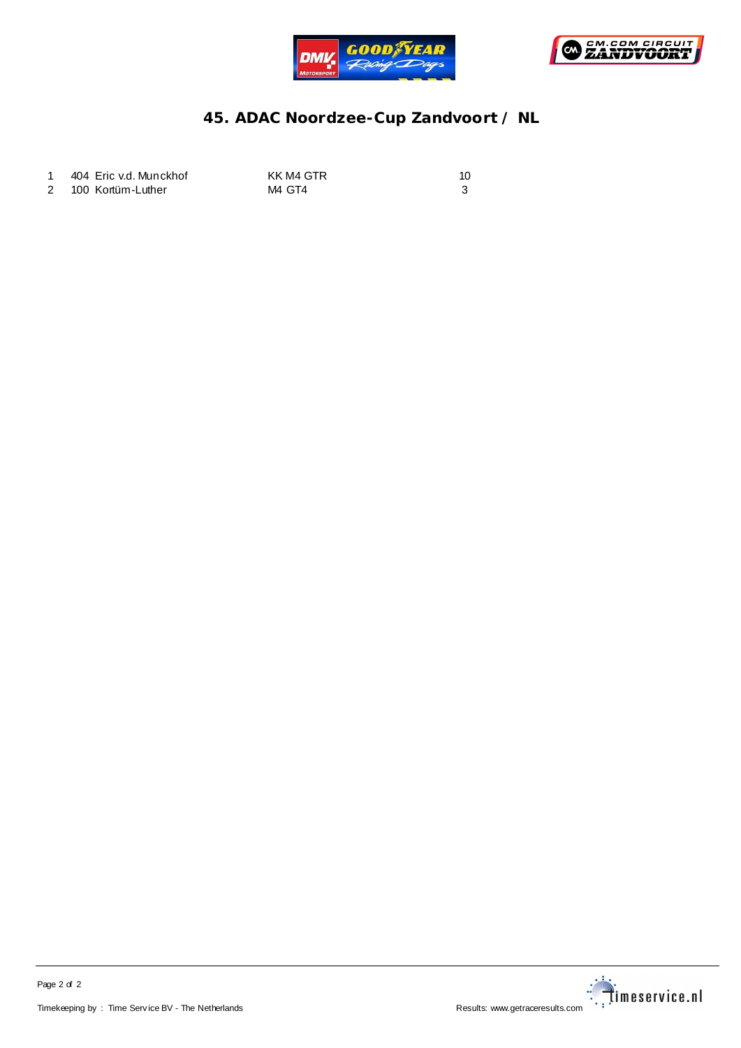# 45. ADAC Noordzee-Cup Zandvoort / NL

| | | | | |
|---|---|---|---|---|
| 1 | 404 | Eric v.d. Munckhof | KK M4 GTR | 10 |
| 2 | 100 | Kortüm-Luther | M4 GT4 | 3 |

Timekeeping by : Time Service BV - The Netherlands

Results: www.getraceresults.com